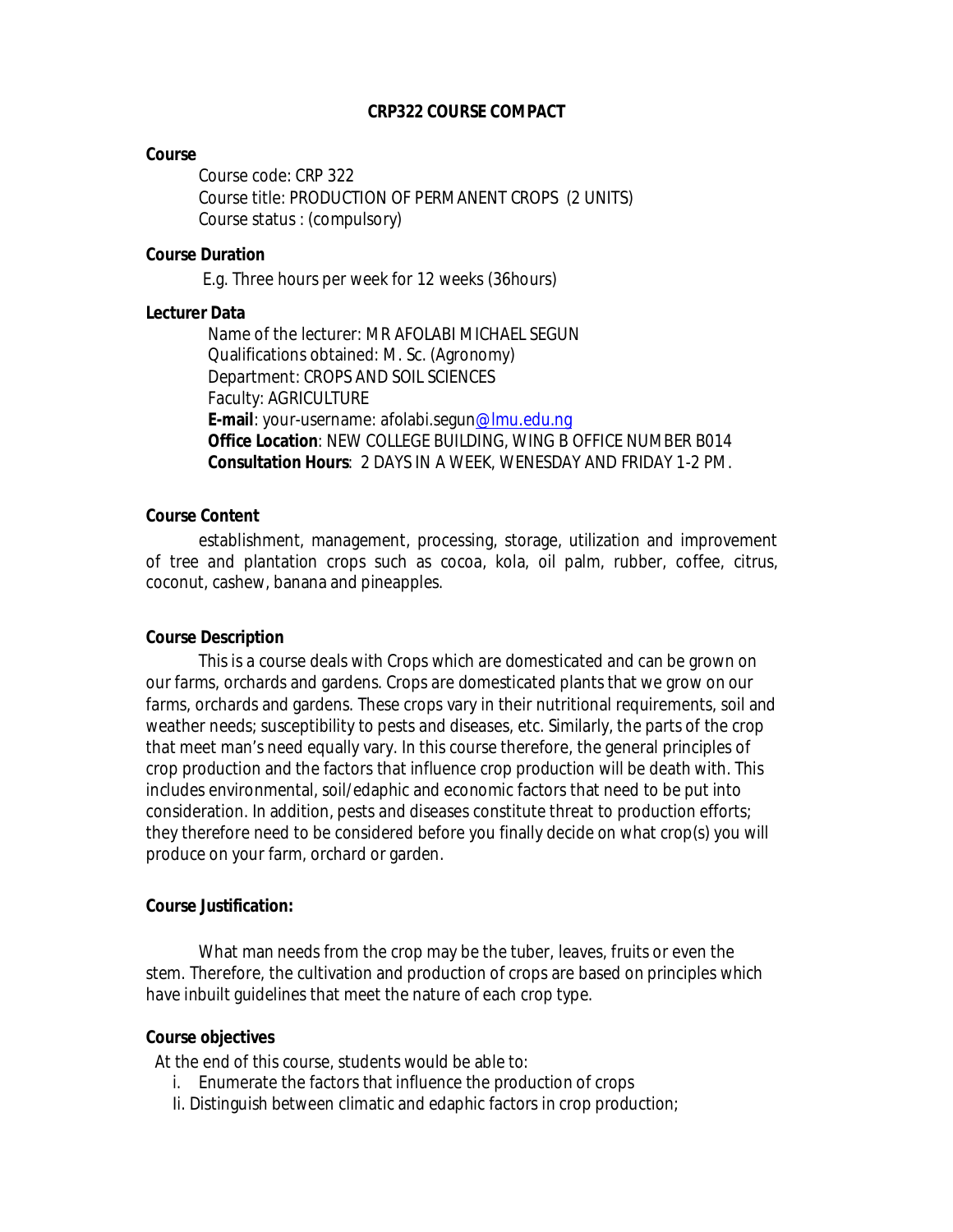# CRP322 COURSE COMPACT

**Course**

Course code: CRP 322
Course title: PRODUCTION OF PERMANENT CROPS (2 UNITS)
Course status : (compulsory)

**Course Duration**

E.g. Three hours per week for 12 weeks (36hours)

**Lecturer Data**

Name of the lecturer: MR AFOLABI MICHAEL SEGUN
Qualifications obtained: M. Sc. (Agronomy)
Department: CROPS AND SOIL SCIENCES
Faculty: AGRICULTURE
**E-mail**: your-username: afolabi.segun@lmu.edu.ng
**Office Location**: NEW COLLEGE BUILDING, WING B OFFICE NUMBER B014
**Consultation Hours**: 2 DAYS IN A WEEK, WENESDAY AND FRIDAY 1-2 PM.

**Course Content**

establishment, management, processing, storage, utilization and improvement of tree and plantation crops such as cocoa, kola, oil palm, rubber, coffee, citrus, coconut, cashew, banana and pineapples.

**Course Description**

This is a course deals with Crops which are domesticated and can be grown on our farms, orchards and gardens. Crops are domesticated plants that we grow on our farms, orchards and gardens. These crops vary in their nutritional requirements, soil and weather needs; susceptibility to pests and diseases, etc. Similarly, the parts of the crop that meet man's need equally vary. In this course therefore, the general principles of crop production and the factors that influence crop production will be death with. This includes environmental, soil/edaphic and economic factors that need to be put into consideration. In addition, pests and diseases constitute threat to production efforts; they therefore need to be considered before you finally decide on what crop(s) you will produce on your farm, orchard or garden.

**Course Justification:**

What man needs from the crop may be the tuber, leaves, fruits or even the stem. Therefore, the cultivation and production of crops are based on principles which have inbuilt guidelines that meet the nature of each crop type.

**Course objectives**

At the end of this course, students would be able to:

i. Enumerate the factors that influence the production of crops
Ii. Distinguish between climatic and edaphic factors in crop production;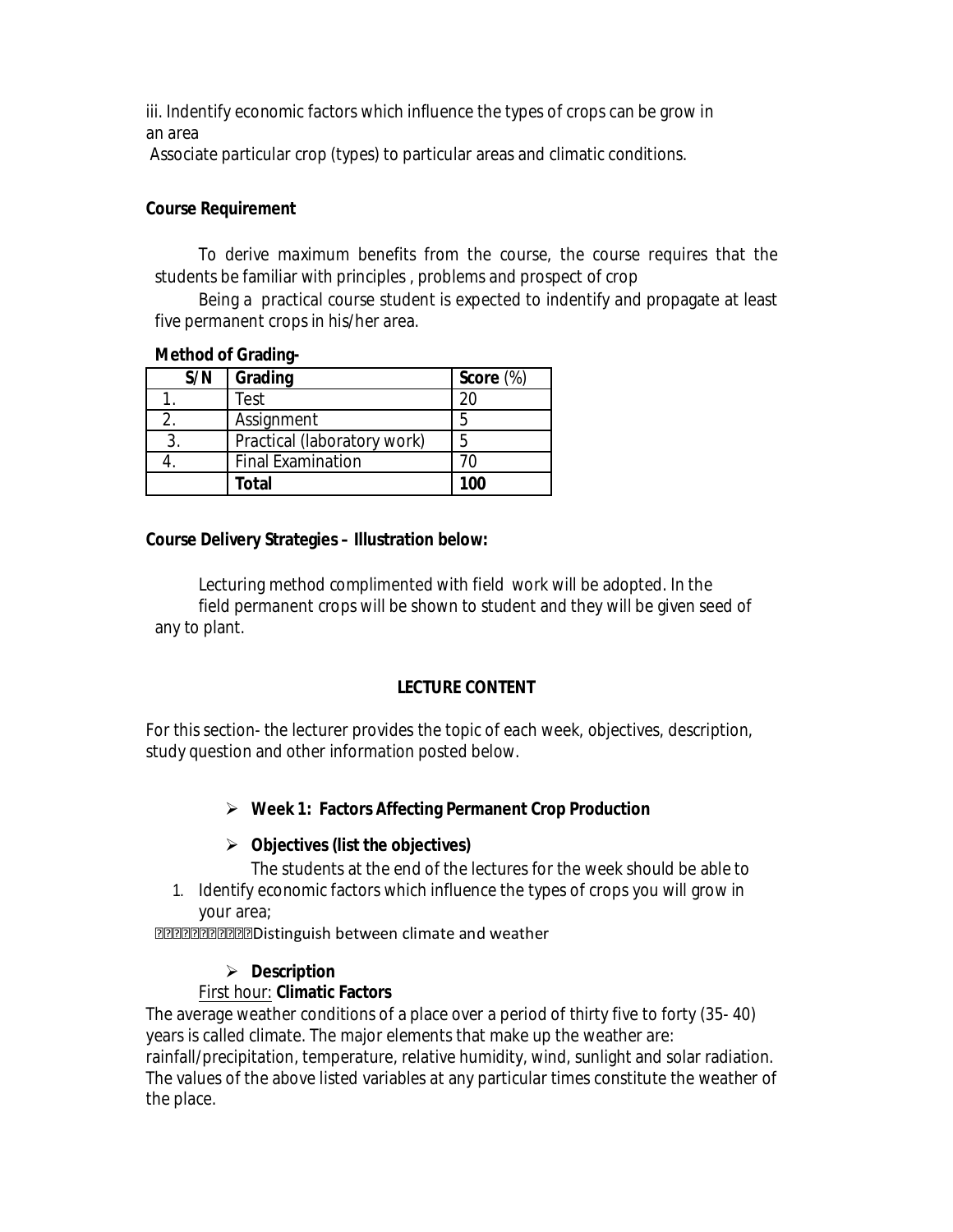iii. Indentify economic factors which influence the types of crops can be grow in an area

Associate particular crop (types) to particular areas and climatic conditions.

**Course Requirement**

To derive maximum benefits from the course, the course requires that the students be familiar with principles , problems and prospect of crop

Being a practical course student is expected to indentify and propagate at least five permanent crops in his/her area.

**Method of Grading-**

| S/N | Grading | Score (%) |
|---|---|---|
| 1. | Test | 20 |
| 2. | Assignment | 5 |
| 3. | Practical (laboratory work) | 5 |
| 4. | Final Examination | 70 |
| | **Total** | **100** |

**Course Delivery Strategies – Illustration below:**

Lecturing method complimented with field work will be adopted. In the field permanent crops will be shown to student and they will be given seed of any to plant.

**LECTURE CONTENT**

For this section- the lecturer provides the topic of each week, objectives, description, study question and other information posted below.

- **Week 1: Factors Affecting Permanent Crop Production**

- **Objectives (list the objectives)**

  The students at the end of the lectures for the week should be able to

1. Identify economic factors which influence the types of crops you will grow in your area;

Distinguish between climate and weather

- **Description**

First hour: **Climatic Factors**

The average weather conditions of a place over a period of thirty five to forty (35- 40) years is called climate. The major elements that make up the weather are: rainfall/precipitation, temperature, relative humidity, wind, sunlight and solar radiation. The values of the above listed variables at any particular times constitute the weather of the place.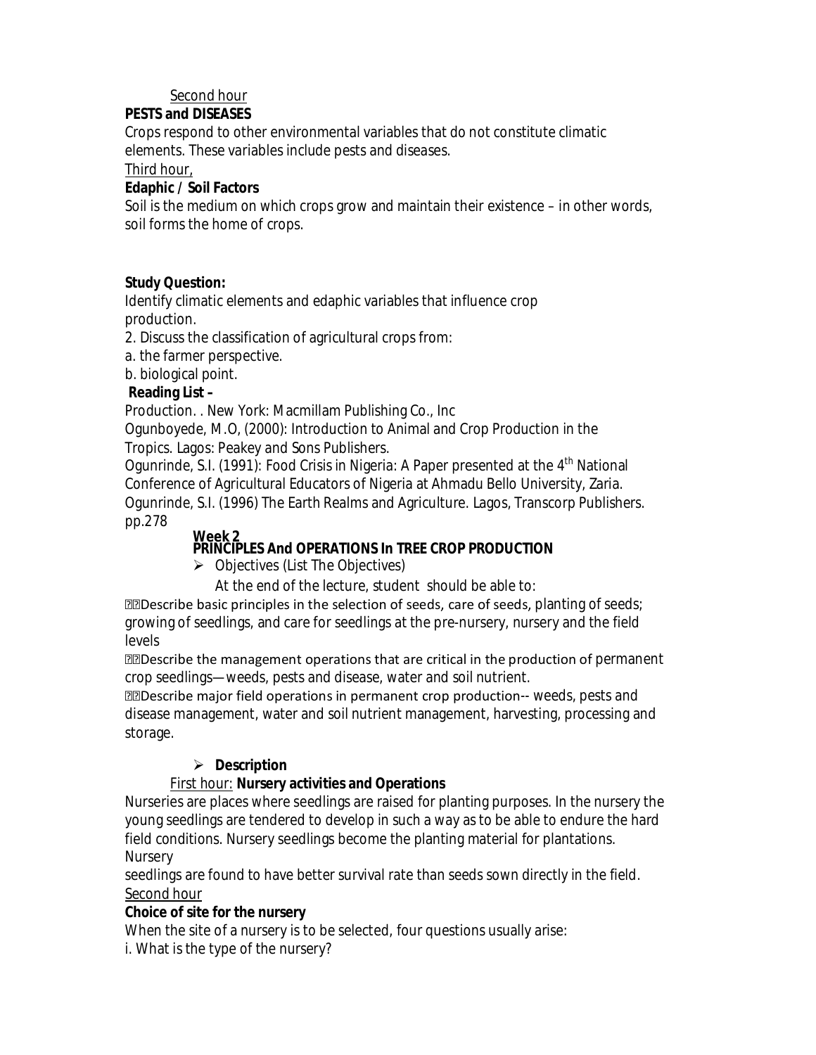Second hour

**PESTS and DISEASES**

Crops respond to other environmental variables that do not constitute climatic elements. These variables include pests and diseases.

Third hour,

**Edaphic / Soil Factors**

Soil is the medium on which crops grow and maintain their existence – in other words, soil forms the home of crops.

**Study Question:**

Identify climatic elements and edaphic variables that influence crop production.

2. Discuss the classification of agricultural crops from:

a. the farmer perspective.

b. biological point.

**Reading List –**

Production. . New York: Macmillam Publishing Co., Inc

Ogunboyede, M.O, (2000): Introduction to Animal and Crop Production in the Tropics. Lagos: Peakey and Sons Publishers.

Ogunrinde, S.I. (1991): Food Crisis in Nigeria: A Paper presented at the 4th National Conference of Agricultural Educators of Nigeria at Ahmadu Bello University, Zaria.

Ogunrinde, S.I. (1996) The Earth Realms and Agriculture. Lagos, Transcorp Publishers. pp.278

## Week 2
## PRINCIPLES And OPERATIONS In TREE CROP PRODUCTION

- Objectives (List The Objectives)

At the end of the lecture, student should be able to:

- Describe basic principles in the selection of seeds, care of seeds, planting of seeds; growing of seedlings, and care for seedlings at the pre-nursery, nursery and the field levels
- Describe the management operations that are critical in the production of permanent crop seedlings—weeds, pests and disease, water and soil nutrient.
- Describe major field operations in permanent crop production-- weeds, pests and disease management, water and soil nutrient management, harvesting, processing and storage.

- **Description**

First hour: **Nursery activities and Operations**

Nurseries are places where seedlings are raised for planting purposes. In the nursery the young seedlings are tendered to develop in such a way as to be able to endure the hard field conditions. Nursery seedlings become the planting material for plantations. Nursery seedlings are found to have better survival rate than seeds sown directly in the field.

Second hour

**Choice of site for the nursery**

When the site of a nursery is to be selected, four questions usually arise:

i. What is the type of the nursery?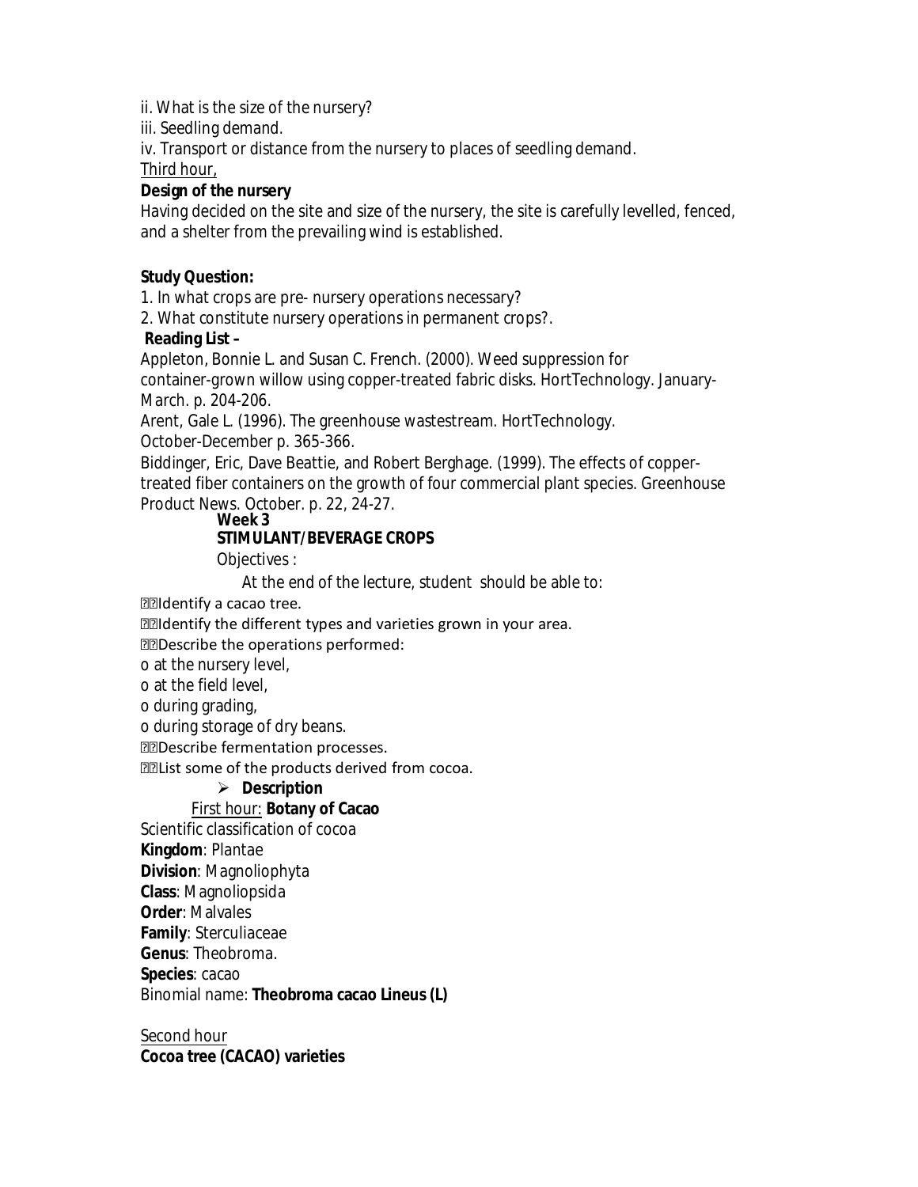ii. What is the size of the nursery?

iii. Seedling demand.

iv. Transport or distance from the nursery to places of seedling demand.

Third hour,

**Design of the nursery**

Having decided on the site and size of the nursery, the site is carefully levelled, fenced, and a shelter from the prevailing wind is established.

**Study Question:**

1. In what crops are pre- nursery operations necessary?
2. What constitute nursery operations in permanent crops?.

**Reading List –**

Appleton, Bonnie L. and Susan C. French. (2000). Weed suppression for container-grown willow using copper-treated fabric disks. HortTechnology. January-March. p. 204-206.

Arent, Gale L. (1996). The greenhouse wastestream. HortTechnology. October-December p. 365-366.

Biddinger, Eric, Dave Beattie, and Robert Berghage. (1999). The effects of copper-treated fiber containers on the growth of four commercial plant species. Greenhouse Product News. October. p. 22, 24-27.

**Week 3**

**STIMULANT/BEVERAGE CROPS**

Objectives :

At the end of the lecture, student should be able to:

- Identify a cacao tree.
- Identify the different types and varieties grown in your area.
- Describe the operations performed:
  - o at the nursery level,
  - o at the field level,
  - o during grading,
  - o during storage of dry beans.
- Describe fermentation processes.
- List some of the products derived from cocoa.

➢ **Description**

First hour: **Botany of Cacao**

Scientific classification of cocoa

**Kingdom**: Plantae

**Division**: Magnoliophyta

**Class**: Magnoliopsida

**Order**: Malvales

**Family**: Sterculiaceae

**Genus**: Theobroma.

**Species**: cacao

Binomial name: **Theobroma cacao Lineus (L)**

Second hour

**Cocoa tree (CACAO) varieties**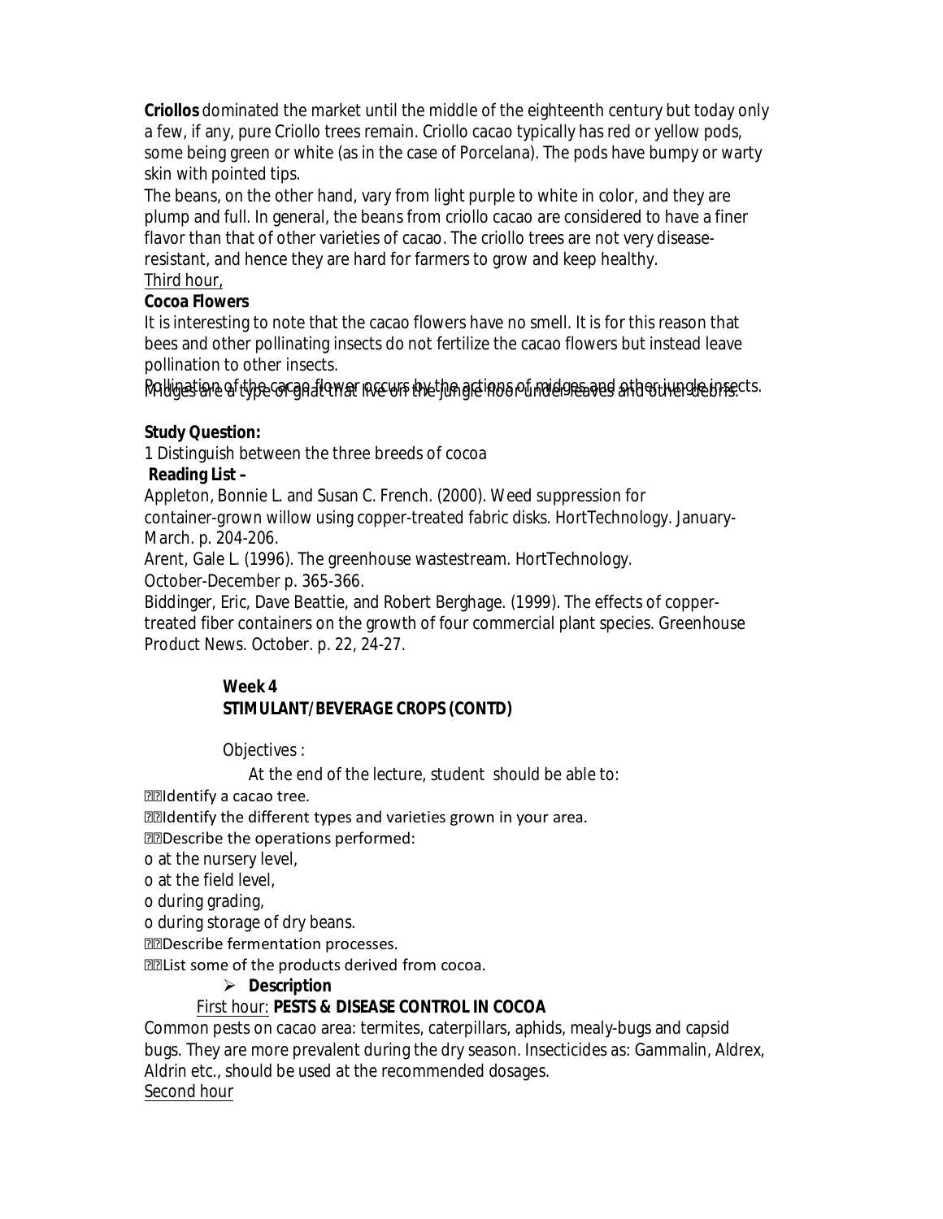**Criollos** dominated the market until the middle of the eighteenth century but today only a few, if any, pure Criollo trees remain. Criollo cacao typically has red or yellow pods, some being green or white (as in the case of Porcelana). The pods have bumpy or warty skin with pointed tips.

The beans, on the other hand, vary from light purple to white in color, and they are plump and full. In general, the beans from criollo cacao are considered to have a finer flavor than that of other varieties of cacao. The criollo trees are not very disease-resistant, and hence they are hard for farmers to grow and keep healthy.

Third hour,

**Cocoa Flowers**

It is interesting to note that the cacao flowers have no smell. It is for this reason that bees and other pollinating insects do not fertilize the cacao flowers but instead leave pollination to other insects.

Pollination of the cacao flower occurs by the actions of midges and other jungle insects. Midges are a type of gnat that live on the jungle floor under leaves and other debris.

**Study Question:**

1 Distinguish between the three breeds of cocoa

**Reading List –**

Appleton, Bonnie L. and Susan C. French. (2000). Weed suppression for container-grown willow using copper-treated fabric disks. HortTechnology. January-March. p. 204-206.

Arent, Gale L. (1996). The greenhouse wastestream. HortTechnology. October-December p. 365-366.

Biddinger, Eric, Dave Beattie, and Robert Berghage. (1999). The effects of copper-treated fiber containers on the growth of four commercial plant species. Greenhouse Product News. October. p. 22, 24-27.

**Week 4**
**STIMULANT/BEVERAGE CROPS (CONTD)**

Objectives :

At the end of the lecture, student should be able to:

- Identify a cacao tree.
- Identify the different types and varieties grown in your area.
- Describe the operations performed:
  - o at the nursery level,
  - o at the field level,
  - o during grading,
  - o during storage of dry beans.
- Describe fermentation processes.
- List some of the products derived from cocoa.

- **Description**

First hour: **PESTS & DISEASE CONTROL IN COCOA**

Common pests on cacao area: termites, caterpillars, aphids, mealy-bugs and capsid bugs. They are more prevalent during the dry season. Insecticides as: Gammalin, Aldrex, Aldrin etc., should be used at the recommended dosages.

Second hour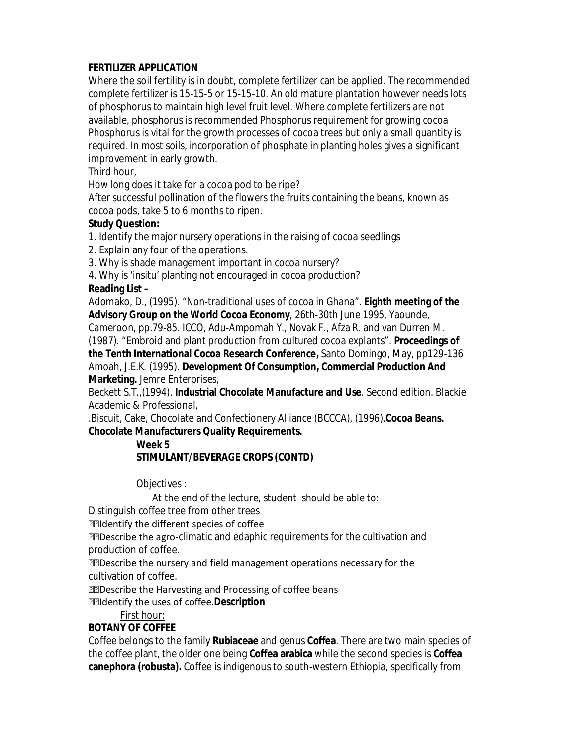**FERTILIZER APPLICATION**

Where the soil fertility is in doubt, complete fertilizer can be applied. The recommended complete fertilizer is 15-15-5 or 15-15-10. An old mature plantation however needs lots of phosphorus to maintain high level fruit level. Where complete fertilizers are not available, phosphorus is recommended Phosphorus requirement for growing cocoa Phosphorus is vital for the growth processes of cocoa trees but only a small quantity is required. In most soils, incorporation of phosphate in planting holes gives a significant improvement in early growth.

Third hour,

How long does it take for a cocoa pod to be ripe?

After successful pollination of the flowers the fruits containing the beans, known as cocoa pods, take 5 to 6 months to ripen.

**Study Question:**

1. Identify the major nursery operations in the raising of cocoa seedlings
2. Explain any four of the operations.
3. Why is shade management important in cocoa nursery?
4. Why is 'insitu' planting not encouraged in cocoa production?

**Reading List –**

Adomako, D., (1995). "Non-traditional uses of cocoa in Ghana". **Eighth meeting of the Advisory Group on the World Cocoa Economy**, 26th-30th June 1995, Yaounde, Cameroon, pp.79-85. ICCO, Adu-Ampomah Y., Novak F., Afza R. and van Durren M. (1987). "Embroid and plant production from cultured cocoa explants". **Proceedings of the Tenth International Cocoa Research Conference,** Santo Domingo, May, pp129-136

Amoah, J.E.K. (1995). **Development Of Consumption, Commercial Production And Marketing.** Jemre Enterprises,

Beckett S.T.,(1994). **Industrial Chocolate Manufacture and Use**. Second edition. Blackie Academic & Professional,

.Biscuit, Cake, Chocolate and Confectionery Alliance (BCCCA), (1996).**Cocoa Beans. Chocolate Manufacturers Quality Requirements.**

**Week 5**

**STIMULANT/BEVERAGE CROPS (CONTD)**

Objectives :

At the end of the lecture, student should be able to:

Distinguish coffee tree from other trees

- Identify the different species of coffee
- Describe the agro-climatic and edaphic requirements for the cultivation and production of coffee.
- Describe the nursery and field management operations necessary for the cultivation of coffee.
- Describe the Harvesting and Processing of coffee beans
- Identify the uses of coffee.**Description**

First hour:

**BOTANY OF COFFEE**

Coffee belongs to the family **Rubiaceae** and genus **Coffea**. There are two main species of the coffee plant, the older one being **Coffea arabica** while the second species is **Coffea canephora (robusta).** Coffee is indigenous to south-western Ethiopia, specifically from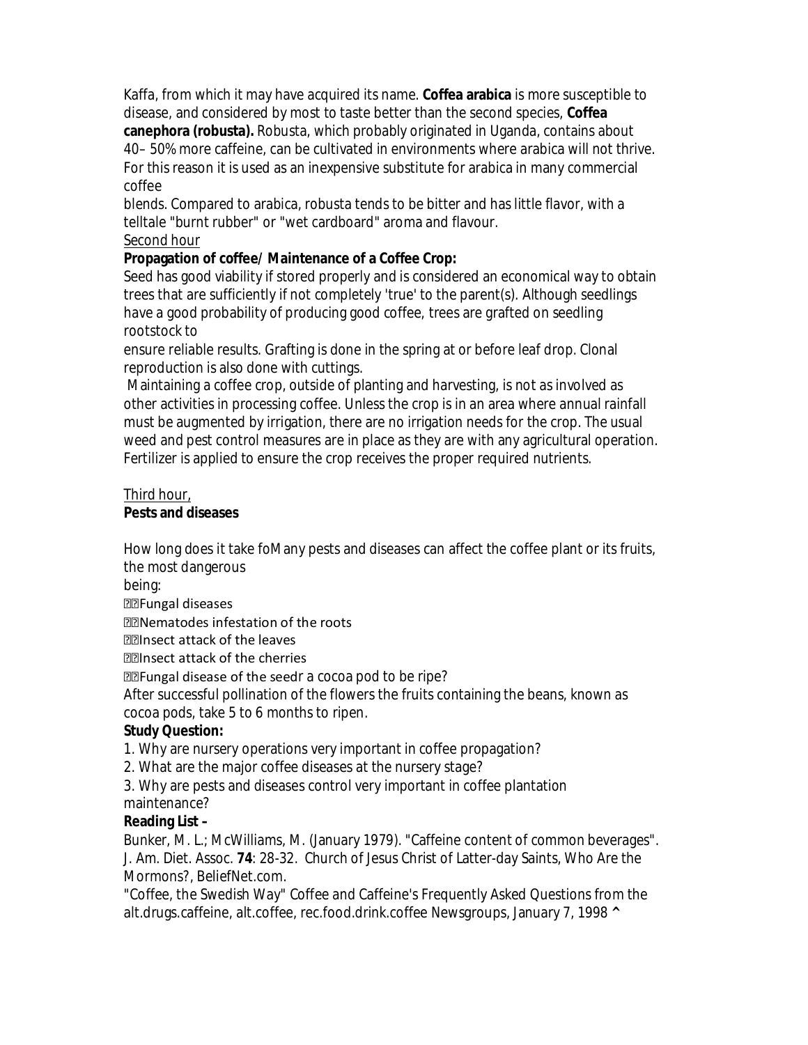Kaffa, from which it may have acquired its name. **Coffea arabica** is more susceptible to disease, and considered by most to taste better than the second species, **Coffea canephora (robusta).** Robusta, which probably originated in Uganda, contains about 40– 50% more caffeine, can be cultivated in environments where arabica will not thrive. For this reason it is used as an inexpensive substitute for arabica in many commercial coffee
blends. Compared to arabica, robusta tends to be bitter and has little flavor, with a telltale "burnt rubber" or "wet cardboard" aroma and flavour.

Second hour

**Propagation of coffee/ Maintenance of a Coffee Crop:**

Seed has good viability if stored properly and is considered an economical way to obtain trees that are sufficiently if not completely 'true' to the parent(s). Although seedlings have a good probability of producing good coffee, trees are grafted on seedling rootstock to
ensure reliable results. Grafting is done in the spring at or before leaf drop. Clonal reproduction is also done with cuttings.

Maintaining a coffee crop, outside of planting and harvesting, is not as involved as other activities in processing coffee. Unless the crop is in an area where annual rainfall must be augmented by irrigation, there are no irrigation needs for the crop. The usual weed and pest control measures are in place as they are with any agricultural operation. Fertilizer is applied to ensure the crop receives the proper required nutrients.

Third hour,

**Pests and diseases**

How long does it take foMany pests and diseases can affect the coffee plant or its fruits, the most dangerous
being:

- Fungal diseases
- Nematodes infestation of the roots
- Insect attack of the leaves
- Insect attack of the cherries
- Fungal disease of the seedr a cocoa pod to be ripe?

After successful pollination of the flowers the fruits containing the beans, known as cocoa pods, take 5 to 6 months to ripen.

**Study Question:**

1. Why are nursery operations very important in coffee propagation?
2. What are the major coffee diseases at the nursery stage?
3. Why are pests and diseases control very important in coffee plantation maintenance?

**Reading List –**

Bunker, M. L.; McWilliams, M. (January 1979). "Caffeine content of common beverages". J. Am. Diet. Assoc. **74**: 28-32. Church of Jesus Christ of Latter-day Saints, Who Are the Mormons?, BeliefNet.com.

"Coffee, the Swedish Way" Coffee and Caffeine's Frequently Asked Questions from the alt.drugs.caffeine, alt.coffee, rec.food.drink.coffee Newsgroups, January 7, 1998 ^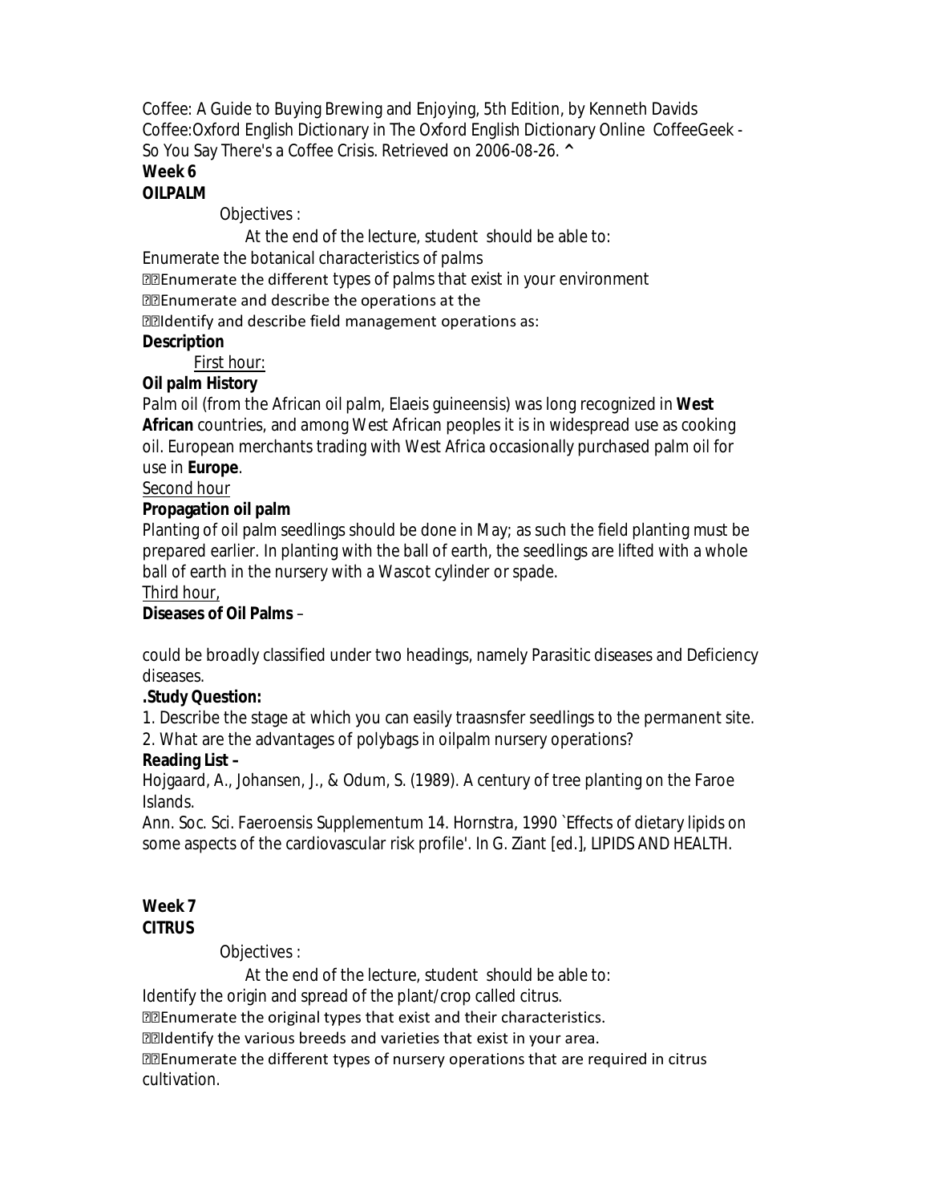Coffee: A Guide to Buying Brewing and Enjoying, 5th Edition, by Kenneth Davids
Coffee:Oxford English Dictionary in The Oxford English Dictionary Online CoffeeGeek - So You Say There's a Coffee Crisis. Retrieved on 2006-08-26. ^

**Week 6**

**OILPALM**

Objectives :

At the end of the lecture, student should be able to:

Enumerate the botanical characteristics of palms

Enumerate the different types of palms that exist in your environment

Enumerate and describe the operations at the

Identify and describe field management operations as:

**Description**

First hour:

**Oil palm History**

Palm oil (from the African oil palm, Elaeis guineensis) was long recognized in **West African** countries, and among West African peoples it is in widespread use as cooking oil. European merchants trading with West Africa occasionally purchased palm oil for use in **Europe**.

Second hour

**Propagation oil palm**

Planting of oil palm seedlings should be done in May; as such the field planting must be prepared earlier. In planting with the ball of earth, the seedlings are lifted with a whole ball of earth in the nursery with a Wascot cylinder or spade.

Third hour,

**Diseases of Oil Palms** –

could be broadly classified under two headings, namely Parasitic diseases and Deficiency diseases.

**.Study Question:**

1. Describe the stage at which you can easily traasnsfer seedlings to the permanent site.
2. What are the advantages of polybags in oilpalm nursery operations?

**Reading List –**

Hojgaard, A., Johansen, J., & Odum, S. (1989). A century of tree planting on the Faroe Islands.

Ann. Soc. Sci. Faeroensis Supplementum 14. Hornstra, 1990 `Effects of dietary lipids on some aspects of the cardiovascular risk profile'. In G. Ziant [ed.], LIPIDS AND HEALTH.

**Week 7**

**CITRUS**

Objectives :

At the end of the lecture, student should be able to:

Identify the origin and spread of the plant/crop called citrus.

Enumerate the original types that exist and their characteristics.

Identify the various breeds and varieties that exist in your area.

Enumerate the different types of nursery operations that are required in citrus cultivation.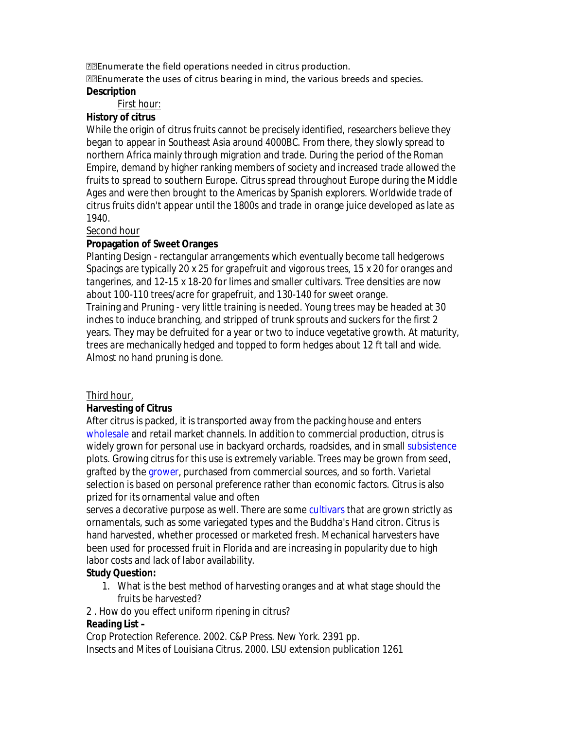- Enumerate the field operations needed in citrus production.
- Enumerate the uses of citrus bearing in mind, the various breeds and species.

**Description**

First hour:

**History of citrus**

While the origin of citrus fruits cannot be precisely identified, researchers believe they began to appear in Southeast Asia around 4000BC. From there, they slowly spread to northern Africa mainly through migration and trade. During the period of the Roman Empire, demand by higher ranking members of society and increased trade allowed the fruits to spread to southern Europe. Citrus spread throughout Europe during the Middle Ages and were then brought to the Americas by Spanish explorers. Worldwide trade of citrus fruits didn't appear until the 1800s and trade in orange juice developed as late as 1940.

Second hour

**Propagation of Sweet Oranges**

Planting Design - rectangular arrangements which eventually become tall hedgerows Spacings are typically 20 x 25 for grapefruit and vigorous trees, 15 x 20 for oranges and tangerines, and 12-15 x 18-20 for limes and smaller cultivars. Tree densities are now about 100-110 trees/acre for grapefruit, and 130-140 for sweet orange.
Training and Pruning - very little training is needed. Young trees may be headed at 30 inches to induce branching, and stripped of trunk sprouts and suckers for the first 2 years. They may be defruited for a year or two to induce vegetative growth. At maturity, trees are mechanically hedged and topped to form hedges about 12 ft tall and wide. Almost no hand pruning is done.

Third hour,

**Harvesting of Citrus**

After citrus is packed, it is transported away from the packing house and enters wholesale and retail market channels. In addition to commercial production, citrus is widely grown for personal use in backyard orchards, roadsides, and in small subsistence plots. Growing citrus for this use is extremely variable. Trees may be grown from seed, grafted by the grower, purchased from commercial sources, and so forth. Varietal selection is based on personal preference rather than economic factors. Citrus is also prized for its ornamental value and often serves a decorative purpose as well. There are some cultivars that are grown strictly as ornamentals, such as some variegated types and the Buddha's Hand citron. Citrus is hand harvested, whether processed or marketed fresh. Mechanical harvesters have been used for processed fruit in Florida and are increasing in popularity due to high labor costs and lack of labor availability.

**Study Question:**

1. What is the best method of harvesting oranges and at what stage should the fruits be harvested?

2 . How do you effect uniform ripening in citrus?

**Reading List –**

Crop Protection Reference. 2002. C&P Press. New York. 2391 pp.

Insects and Mites of Louisiana Citrus. 2000. LSU extension publication 1261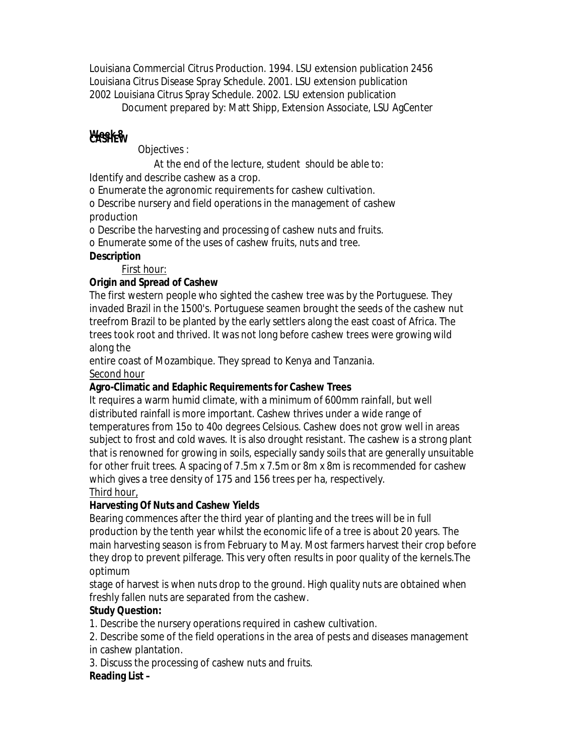Louisiana Commercial Citrus Production. 1994. LSU extension publication 2456
Louisiana Citrus Disease Spray Schedule. 2001. LSU extension publication
2002 Louisiana Citrus Spray Schedule. 2002. LSU extension publication

Document prepared by: Matt Shipp, Extension Associate, LSU AgCenter

## Week 8
## CASHEW

Objectives :

At the end of the lecture, student should be able to:

Identify and describe cashew as a crop.

o Enumerate the agronomic requirements for cashew cultivation.

o Describe nursery and field operations in the management of cashew production

o Describe the harvesting and processing of cashew nuts and fruits.

o Enumerate some of the uses of cashew fruits, nuts and tree.

**Description**

First hour:

**Origin and Spread of Cashew**

The first western people who sighted the cashew tree was by the Portuguese. They invaded Brazil in the 1500's. Portuguese seamen brought the seeds of the cashew nut treefrom Brazil to be planted by the early settlers along the east coast of Africa. The trees took root and thrived. It was not long before cashew trees were growing wild along the
entire coast of Mozambique. They spread to Kenya and Tanzania.

Second hour

**Agro-Climatic and Edaphic Requirements for Cashew Trees**

It requires a warm humid climate, with a minimum of 600mm rainfall, but well distributed rainfall is more important. Cashew thrives under a wide range of temperatures from 15o to 40o degrees Celsious. Cashew does not grow well in areas subject to frost and cold waves. It is also drought resistant. The cashew is a strong plant that is renowned for growing in soils, especially sandy soils that are generally unsuitable for other fruit trees. A spacing of 7.5m x 7.5m or 8m x 8m is recommended for cashew which gives a tree density of 175 and 156 trees per ha, respectively.

Third hour,

**Harvesting Of Nuts and Cashew Yields**

Bearing commences after the third year of planting and the trees will be in full production by the tenth year whilst the economic life of a tree is about 20 years. The main harvesting season is from February to May. Most farmers harvest their crop before they drop to prevent pilferage. This very often results in poor quality of the kernels.The optimum
stage of harvest is when nuts drop to the ground. High quality nuts are obtained when freshly fallen nuts are separated from the cashew.

**Study Question:**

1. Describe the nursery operations required in cashew cultivation.
2. Describe some of the field operations in the area of pests and diseases management in cashew plantation.
3. Discuss the processing of cashew nuts and fruits.

**Reading List –**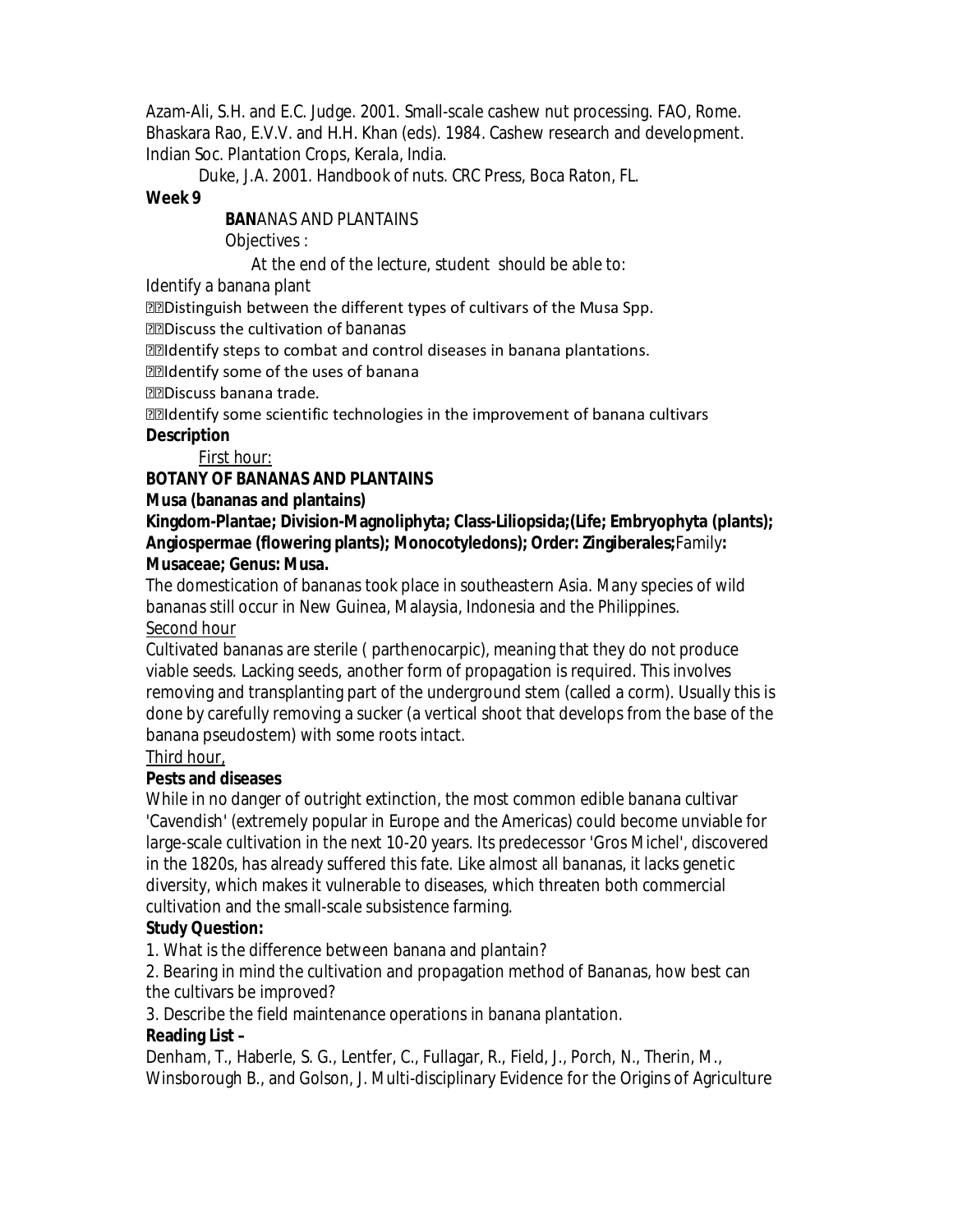Azam-Ali, S.H. and E.C. Judge. 2001. Small-scale cashew nut processing. FAO, Rome.
Bhaskara Rao, E.V.V. and H.H. Khan (eds). 1984. Cashew research and development. Indian Soc. Plantation Crops, Kerala, India.

Duke, J.A. 2001. Handbook of nuts. CRC Press, Boca Raton, FL.

**Week 9**

**BAN**ANAS AND PLANTAINS

Objectives :

At the end of the lecture, student should be able to:

Identify a banana plant

- Distinguish between the different types of cultivars of the Musa Spp.
- Discuss the cultivation of bananas
- Identify steps to combat and control diseases in banana plantations.
- Identify some of the uses of banana
- Discuss banana trade.
- Identify some scientific technologies in the improvement of banana cultivars

**Description**

First hour:

**BOTANY OF BANANAS AND PLANTAINS**

**Musa (bananas and plantains)**

**Kingdom-Plantae; Division-Magnoliphyta; Class-Liliopsida;(Life; Embryophyta (plants); Angiospermae (flowering plants); Monocotyledons); Order: Zingiberales;**Family**: Musaceae; Genus: Musa.**

The domestication of bananas took place in southeastern Asia. Many species of wild bananas still occur in New Guinea, Malaysia, Indonesia and the Philippines.

Second hour

Cultivated bananas are sterile ( parthenocarpic), meaning that they do not produce viable seeds. Lacking seeds, another form of propagation is required. This involves removing and transplanting part of the underground stem (called a corm). Usually this is done by carefully removing a sucker (a vertical shoot that develops from the base of the banana pseudostem) with some roots intact.

Third hour,

**Pests and diseases**

While in no danger of outright extinction, the most common edible banana cultivar 'Cavendish' (extremely popular in Europe and the Americas) could become unviable for large-scale cultivation in the next 10-20 years. Its predecessor 'Gros Michel', discovered in the 1820s, has already suffered this fate. Like almost all bananas, it lacks genetic diversity, which makes it vulnerable to diseases, which threaten both commercial cultivation and the small-scale subsistence farming.

**Study Question:**

1. What is the difference between banana and plantain?
2. Bearing in mind the cultivation and propagation method of Bananas, how best can the cultivars be improved?
3. Describe the field maintenance operations in banana plantation.

**Reading List –**

Denham, T., Haberle, S. G., Lentfer, C., Fullagar, R., Field, J., Porch, N., Therin, M., Winsborough B., and Golson, J. Multi-disciplinary Evidence for the Origins of Agriculture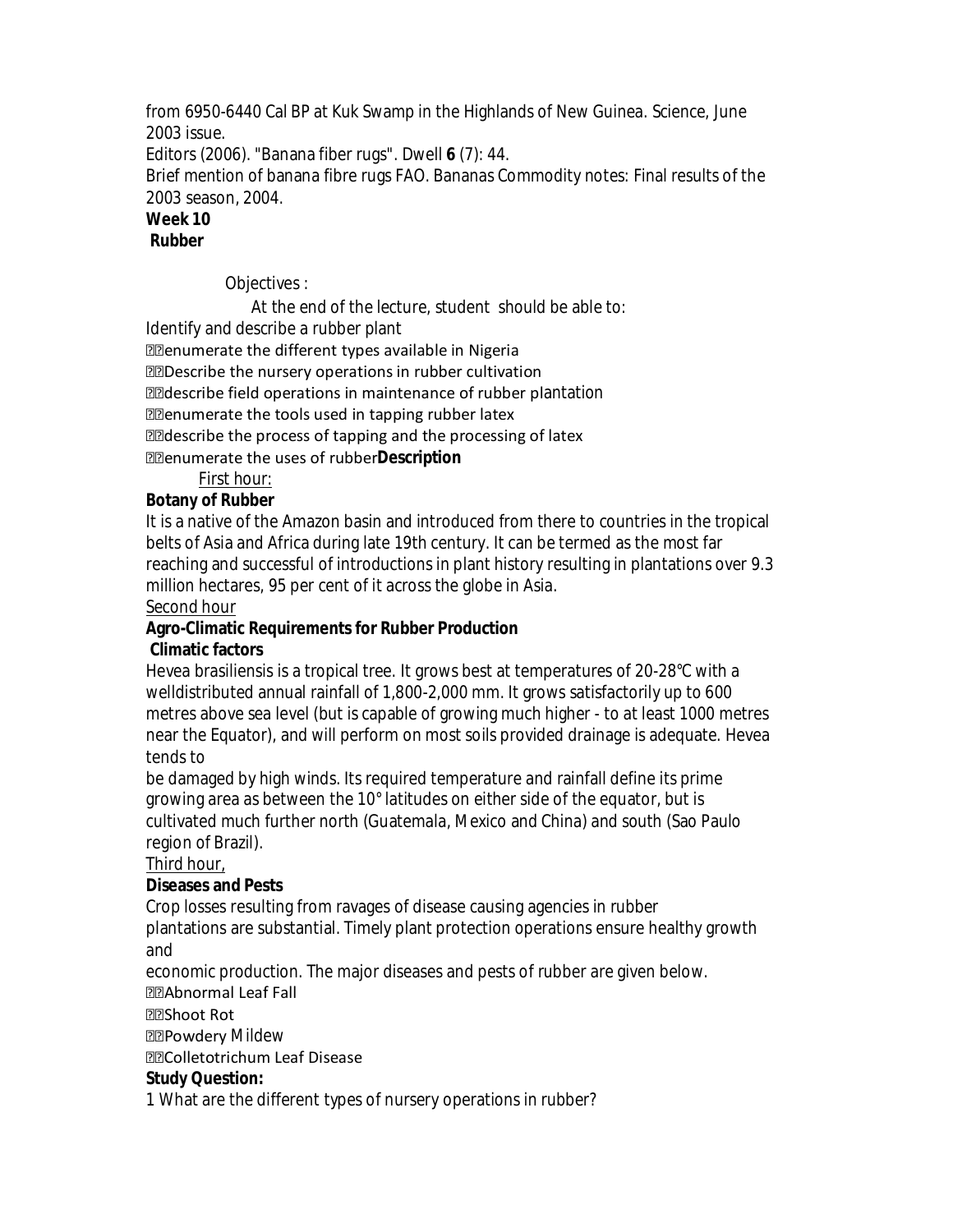from 6950-6440 Cal BP at Kuk Swamp in the Highlands of New Guinea. Science, June 2003 issue.

Editors (2006). "Banana fiber rugs". Dwell **6** (7): 44.

Brief mention of banana fibre rugs FAO. Bananas Commodity notes: Final results of the 2003 season, 2004.

**Week 10**

**Rubber**

Objectives :

At the end of the lecture, student should be able to:

Identify and describe a rubber plant

- enumerate the different types available in Nigeria
- Describe the nursery operations in rubber cultivation
- describe field operations in maintenance of rubber plantation
- enumerate the tools used in tapping rubber latex
- describe the process of tapping and the processing of latex
- enumerate the uses of rubber**Description**

First hour:

**Botany of Rubber**

It is a native of the Amazon basin and introduced from there to countries in the tropical belts of Asia and Africa during late 19th century. It can be termed as the most far reaching and successful of introductions in plant history resulting in plantations over 9.3 million hectares, 95 per cent of it across the globe in Asia.

Second hour

**Agro-Climatic Requirements for Rubber Production**

**Climatic factors**

Hevea brasiliensis is a tropical tree. It grows best at temperatures of 20-28℃ with a welldistributed annual rainfall of 1,800-2,000 mm. It grows satisfactorily up to 600 metres above sea level (but is capable of growing much higher - to at least 1000 metres near the Equator), and will perform on most soils provided drainage is adequate. Hevea tends to be damaged by high winds. Its required temperature and rainfall define its prime growing area as between the 10° latitudes on either side of the equator, but is cultivated much further north (Guatemala, Mexico and China) and south (Sao Paulo region of Brazil).

Third hour,

**Diseases and Pests**

Crop losses resulting from ravages of disease causing agencies in rubber plantations are substantial. Timely plant protection operations ensure healthy growth and economic production. The major diseases and pests of rubber are given below.

- Abnormal Leaf Fall
- Shoot Rot
- Powdery Mildew
- Colletotrichum Leaf Disease

**Study Question:**

1 What are the different types of nursery operations in rubber?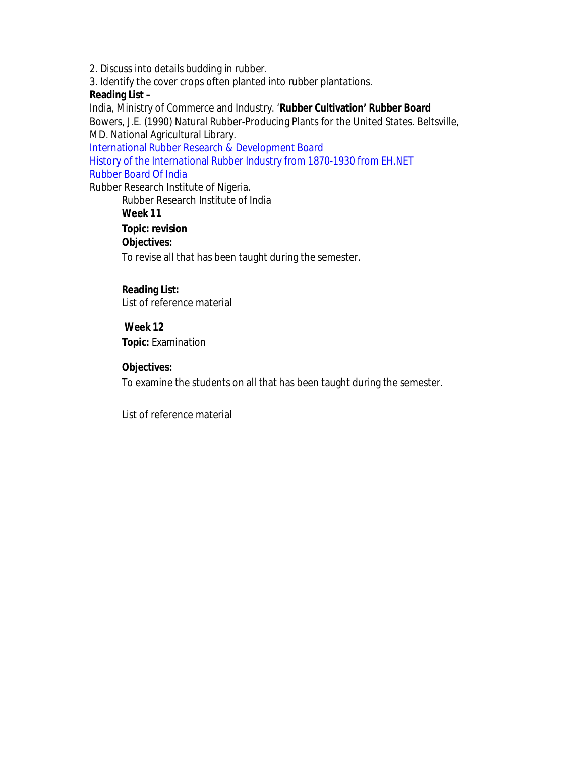2. Discuss into details budding in rubber.

3. Identify the cover crops often planted into rubber plantations.

**Reading List –**

India, Ministry of Commerce and Industry. '**Rubber Cultivation' Rubber Board**

Bowers, J.E. (1990) Natural Rubber-Producing Plants for the United States. Beltsville, MD. National Agricultural Library.

International Rubber Research & Development Board

History of the International Rubber Industry from 1870-1930 from EH.NET

Rubber Board Of India

Rubber Research Institute of Nigeria.

Rubber Research Institute of India

**Week 11**

**Topic: revision**

**Objectives:**

To revise all that has been taught during the semester.

**Reading List:**

List of reference material

**Week 12**

**Topic:** Examination

**Objectives:**

To examine the students on all that has been taught during the semester.

List of reference material